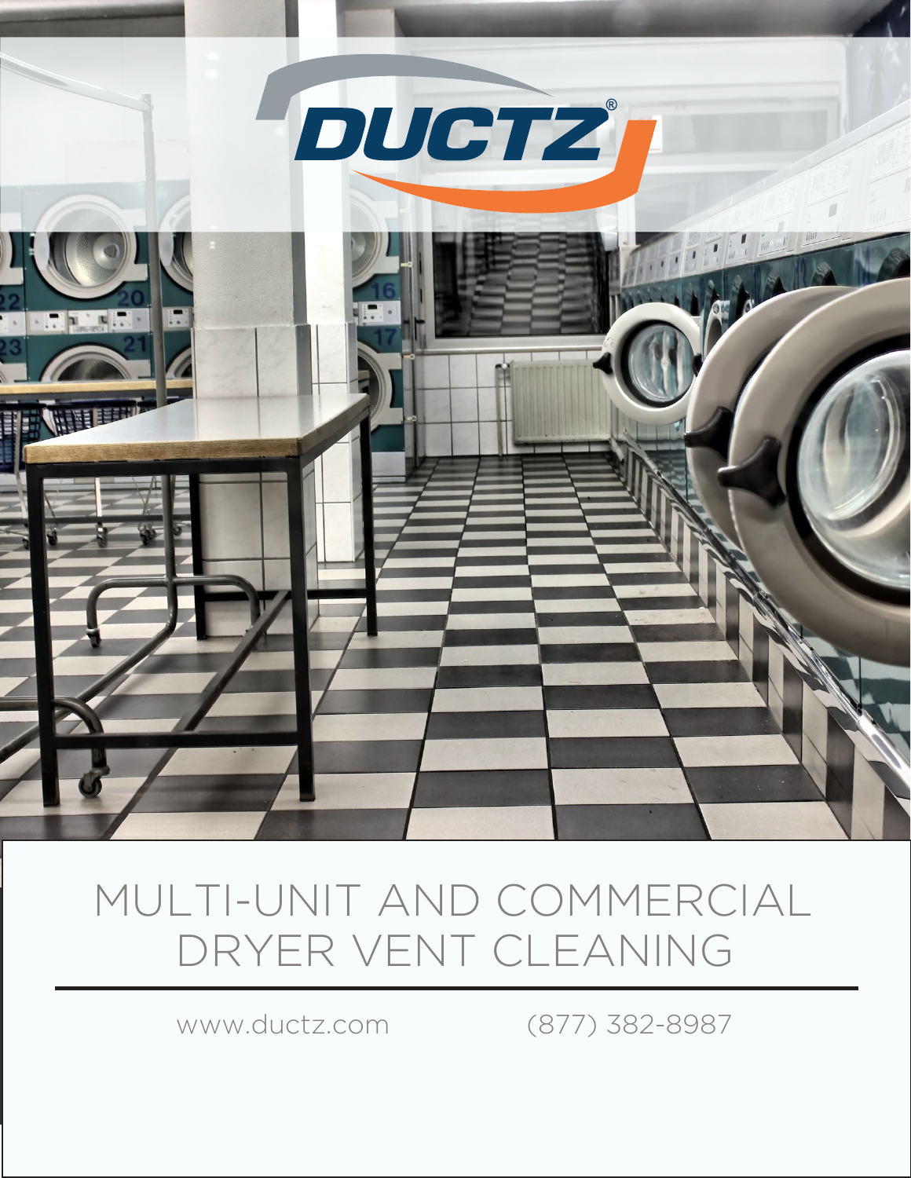DUCTZ®

# MULTI-UNIT AND COMMERCIAL DRYER VENT CLEANING

www.ductz.com (877) 382-8987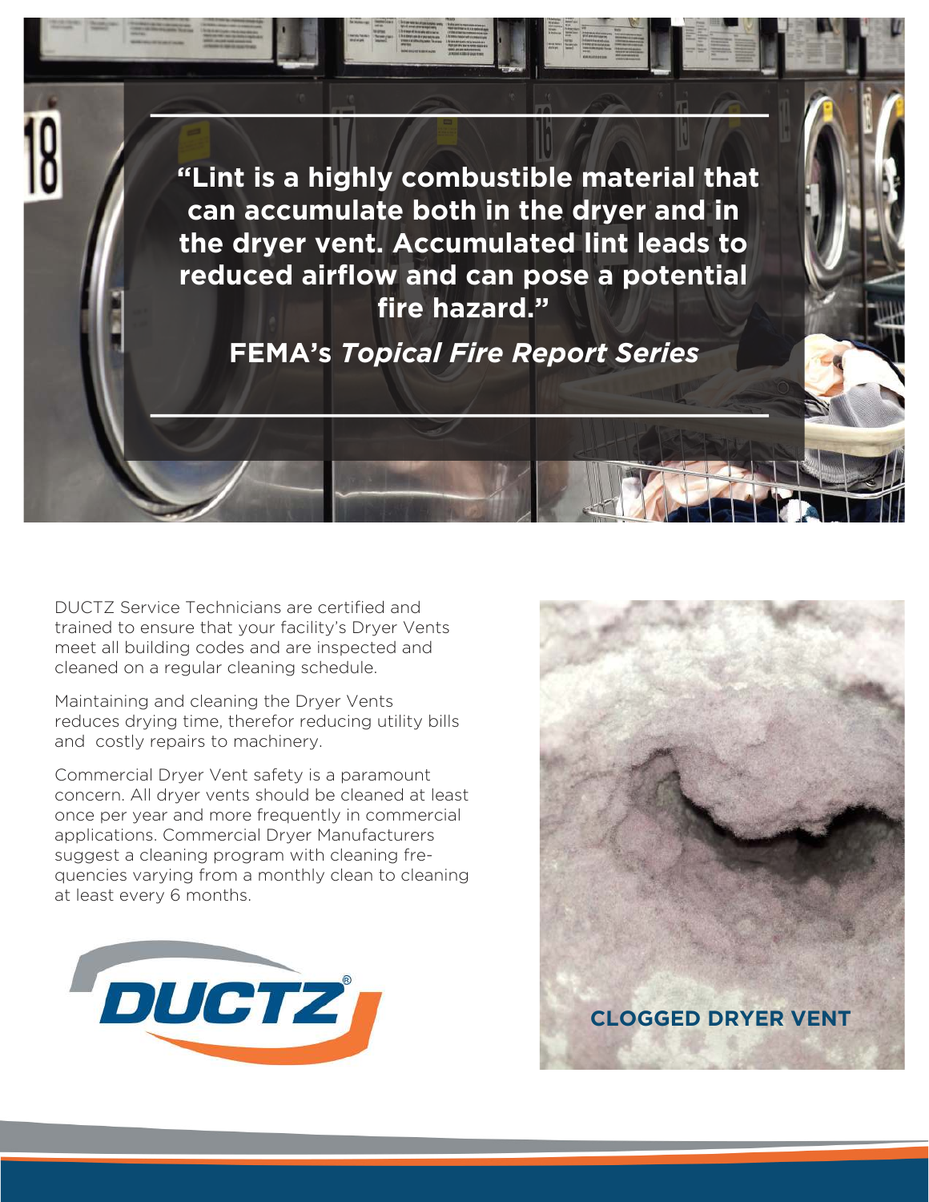> **"Lint is a highly combustible material that can accumulate both in the dryer and in the dryer vent. Accumulated lint leads to reduced airflow and can pose a potential fire hazard."**
>
> **FEMA's *Topical Fire Report Series***

DUCTZ Service Technicians are certified and trained to ensure that your facility's Dryer Vents meet all building codes and are inspected and cleaned on a regular cleaning schedule.

Maintaining and cleaning the Dryer Vents reduces drying time, therefor reducing utility bills and costly repairs to machinery.

Commercial Dryer Vent safety is a paramount concern. All dryer vents should be cleaned at least once per year and more frequently in commercial applications. Commercial Dryer Manufacturers suggest a cleaning program with cleaning frequencies varying from a monthly clean to cleaning at least every 6 months.

DUCTZ®

**CLOGGED DRYER VENT**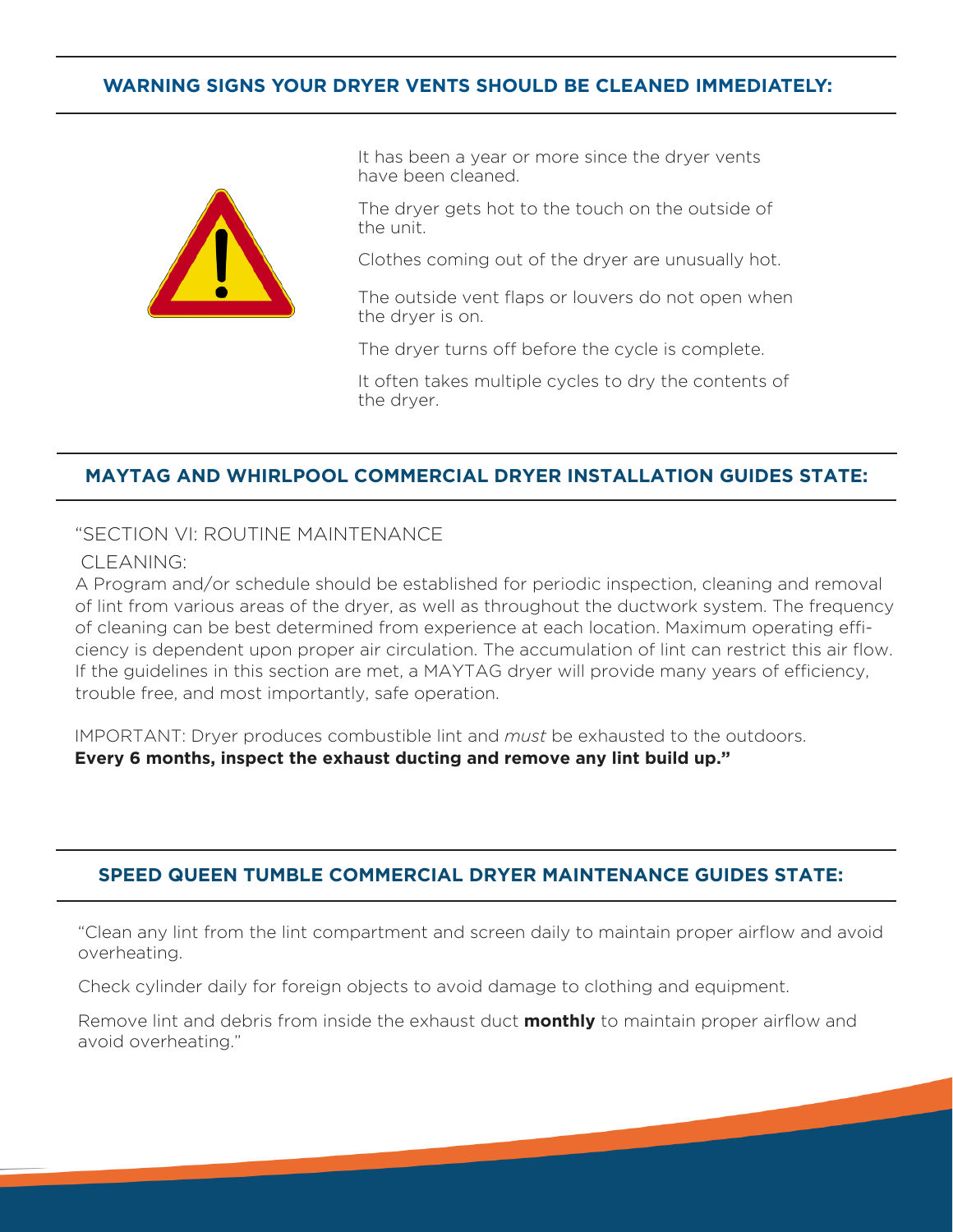## WARNING SIGNS YOUR DRYER VENTS SHOULD BE CLEANED IMMEDIATELY:

It has been a year or more since the dryer vents have been cleaned.

The dryer gets hot to the touch on the outside of the unit.

Clothes coming out of the dryer are unusually hot.

The outside vent flaps or louvers do not open when the dryer is on.

The dryer turns off before the cycle is complete.

It often takes multiple cycles to dry the contents of the dryer.

## MAYTAG AND WHIRLPOOL COMMERCIAL DRYER INSTALLATION GUIDES STATE:

"SECTION VI: ROUTINE MAINTENANCE

CLEANING:

A Program and/or schedule should be established for periodic inspection, cleaning and removal of lint from various areas of the dryer, as well as throughout the ductwork system. The frequency of cleaning can be best determined from experience at each location. Maximum operating efficiency is dependent upon proper air circulation. The accumulation of lint can restrict this air flow. If the guidelines in this section are met, a MAYTAG dryer will provide many years of efficiency, trouble free, and most importantly, safe operation.

IMPORTANT: Dryer produces combustible lint and *must* be exhausted to the outdoors.
**Every 6 months, inspect the exhaust ducting and remove any lint build up."**

## SPEED QUEEN TUMBLE COMMERCIAL DRYER MAINTENANCE GUIDES STATE:

"Clean any lint from the lint compartment and screen daily to maintain proper airflow and avoid overheating.

Check cylinder daily for foreign objects to avoid damage to clothing and equipment.

Remove lint and debris from inside the exhaust duct **monthly** to maintain proper airflow and avoid overheating."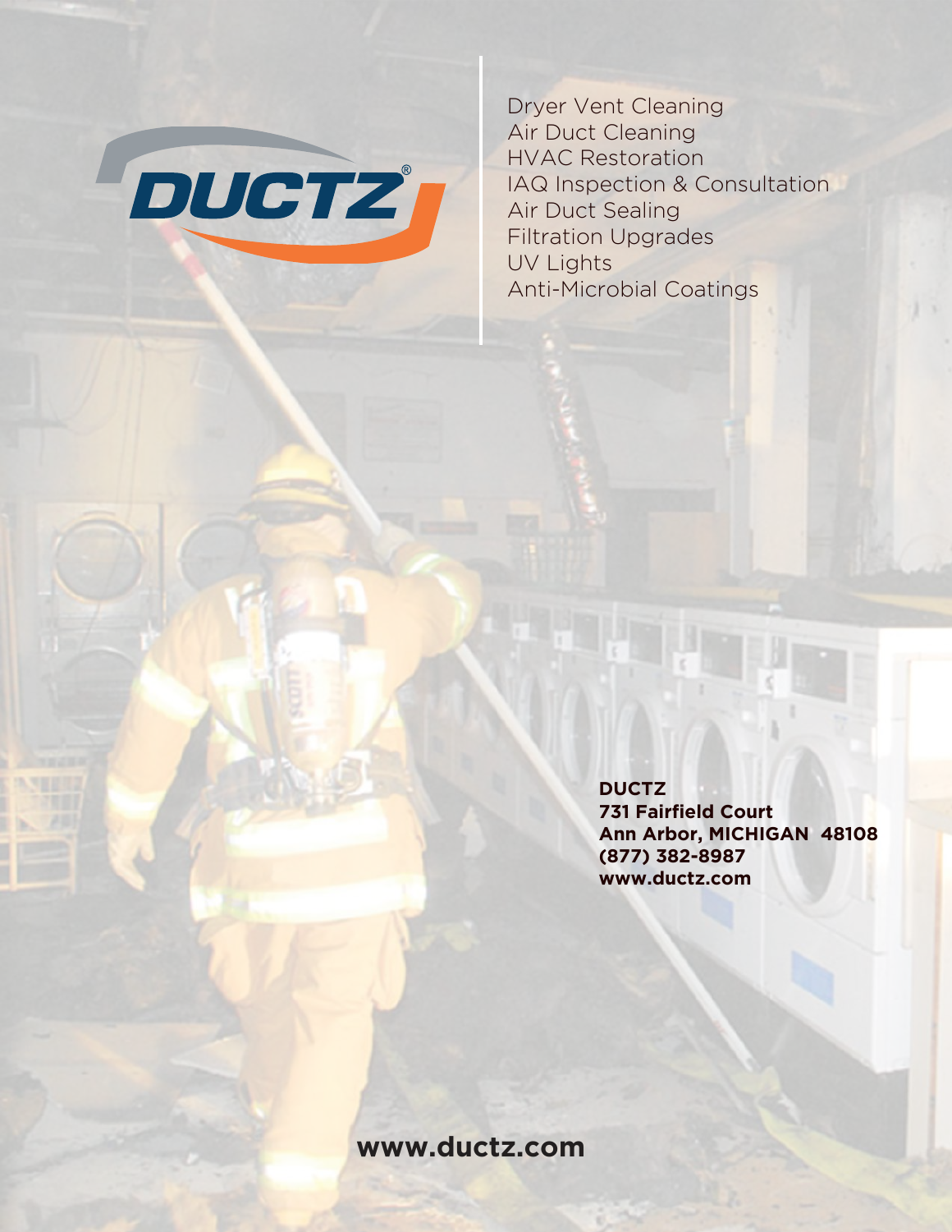DUCTZ®

Dryer Vent Cleaning
Air Duct Cleaning
HVAC Restoration
IAQ Inspection & Consultation
Air Duct Sealing
Filtration Upgrades
UV Lights
Anti-Microbial Coatings

**DUCTZ**
**731 Fairfield Court**
**Ann Arbor, MICHIGAN 48108**
**(877) 382-8987**
**www.ductz.com**

**www.ductz.com**